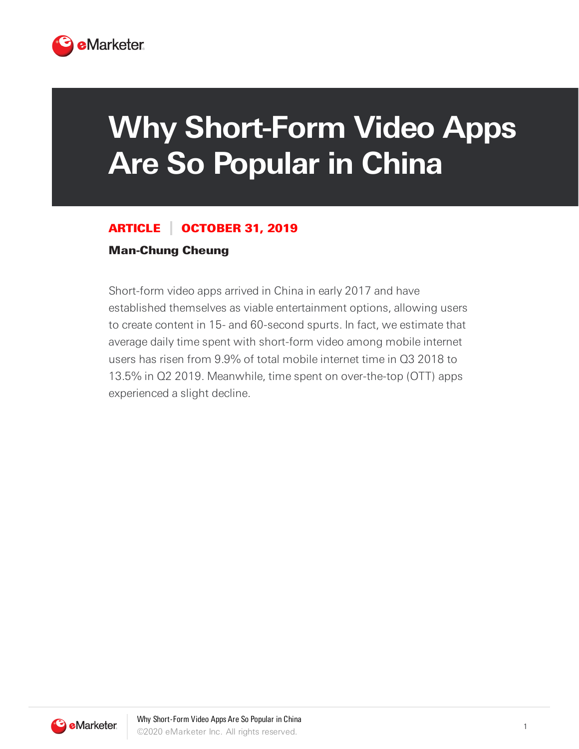# Why Short-Form Video Apps Are So Popular in China

**ARTICLE | OCTOBER 31, 2019**

**Man-Chung Cheung**

Short-form video apps arrived in China in early 2017 and have established themselves as viable entertainment options, allowing users to create content in 15- and 60-second spurts. In fact, we estimate that average daily time spent with short-form video among mobile internet users has risen from 9.9% of total mobile internet time in Q3 2018 to 13.5% in Q2 2019. Meanwhile, time spent on over-the-top (OTT) apps experienced a slight decline.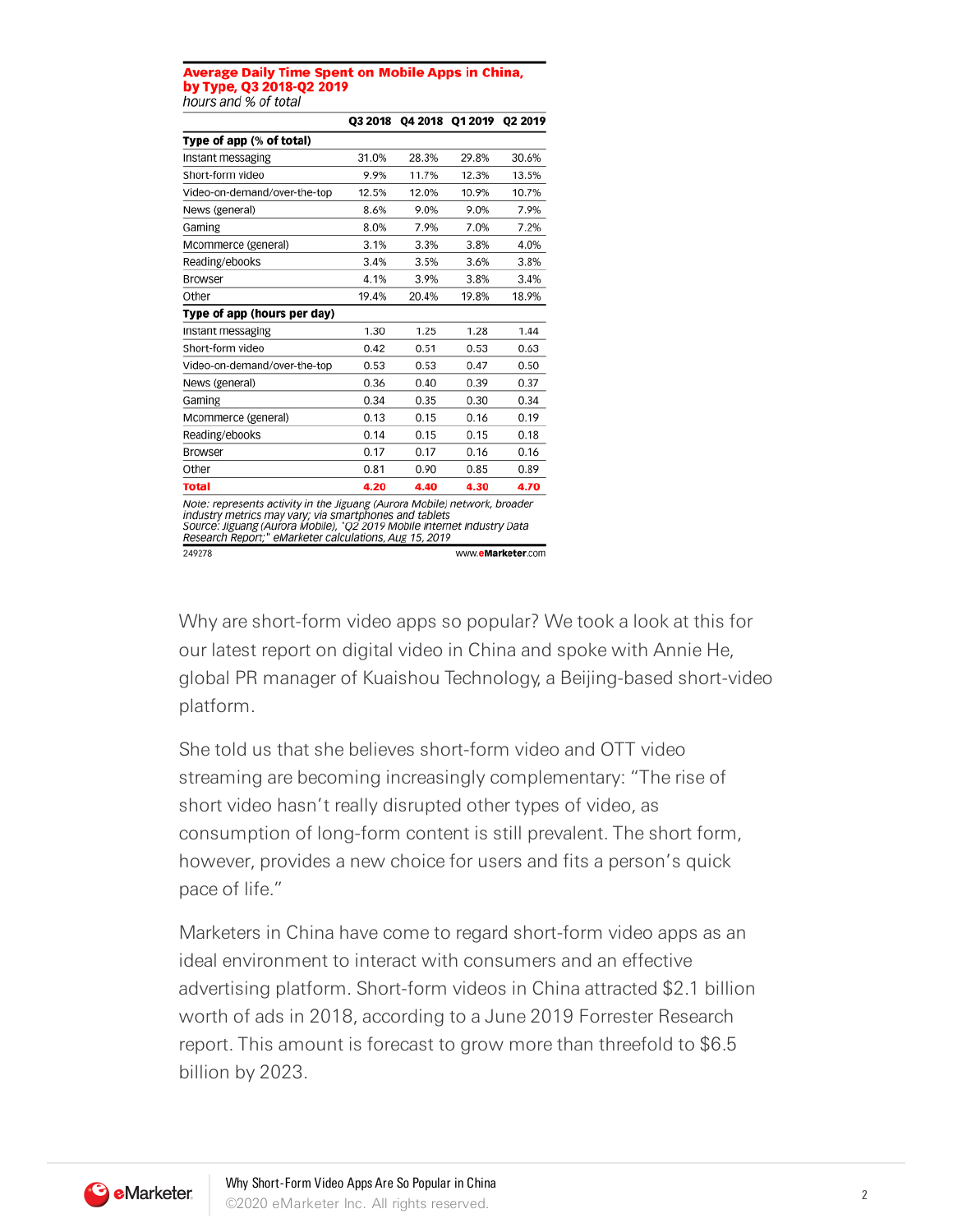**Average Daily Time Spent on Mobile Apps in China, by Type, Q3 2018-Q2 2019**
*hours and % of total*

| | Q3 2018 | Q4 2018 | Q1 2019 | Q2 2019 |
|---|---|---|---|---|
| **Type of app (% of total)** | | | | |
| Instant messaging | 31.0% | 28.3% | 29.8% | 30.6% |
| Short-form video | 9.9% | 11.7% | 12.3% | 13.5% |
| Video-on-demand/over-the-top | 12.5% | 12.0% | 10.9% | 10.7% |
| News (general) | 8.6% | 9.0% | 9.0% | 7.9% |
| Gaming | 8.0% | 7.9% | 7.0% | 7.2% |
| Mcommerce (general) | 3.1% | 3.3% | 3.8% | 4.0% |
| Reading/ebooks | 3.4% | 3.5% | 3.6% | 3.8% |
| Browser | 4.1% | 3.9% | 3.8% | 3.4% |
| Other | 19.4% | 20.4% | 19.8% | 18.9% |
| **Type of app (hours per day)** | | | | |
| Instant messaging | 1.30 | 1.25 | 1.28 | 1.44 |
| Short-form video | 0.42 | 0.51 | 0.53 | 0.63 |
| Video-on-demand/over-the-top | 0.53 | 0.53 | 0.47 | 0.50 |
| News (general) | 0.36 | 0.40 | 0.39 | 0.37 |
| Gaming | 0.34 | 0.35 | 0.30 | 0.34 |
| Mcommerce (general) | 0.13 | 0.15 | 0.16 | 0.19 |
| Reading/ebooks | 0.14 | 0.15 | 0.15 | 0.18 |
| Browser | 0.17 | 0.17 | 0.16 | 0.16 |
| Other | 0.81 | 0.90 | 0.85 | 0.89 |
| **Total** | **4.20** | **4.40** | **4.30** | **4.70** |

*Note: represents activity in the Jiguang (Aurora Mobile) network, broader industry metrics may vary; via smartphones and tablets*
*Source: Jiguang (Aurora Mobile), "Q2 2019 Mobile Internet Industry Data Research Report;" eMarketer calculations, Aug 15, 2019*

249278 www.eMarketer.com

Why are short-form video apps so popular? We took a look at this for our latest report on digital video in China and spoke with Annie He, global PR manager of Kuaishou Technology, a Beijing-based short-video platform.

She told us that she believes short-form video and OTT video streaming are becoming increasingly complementary: "The rise of short video hasn't really disrupted other types of video, as consumption of long-form content is still prevalent. The short form, however, provides a new choice for users and fits a person's quick pace of life."

Marketers in China have come to regard short-form video apps as an ideal environment to interact with consumers and an effective advertising platform. Short-form videos in China attracted $2.1 billion worth of ads in 2018, according to a June 2019 Forrester Research report. This amount is forecast to grow more than threefold to $6.5 billion by 2023.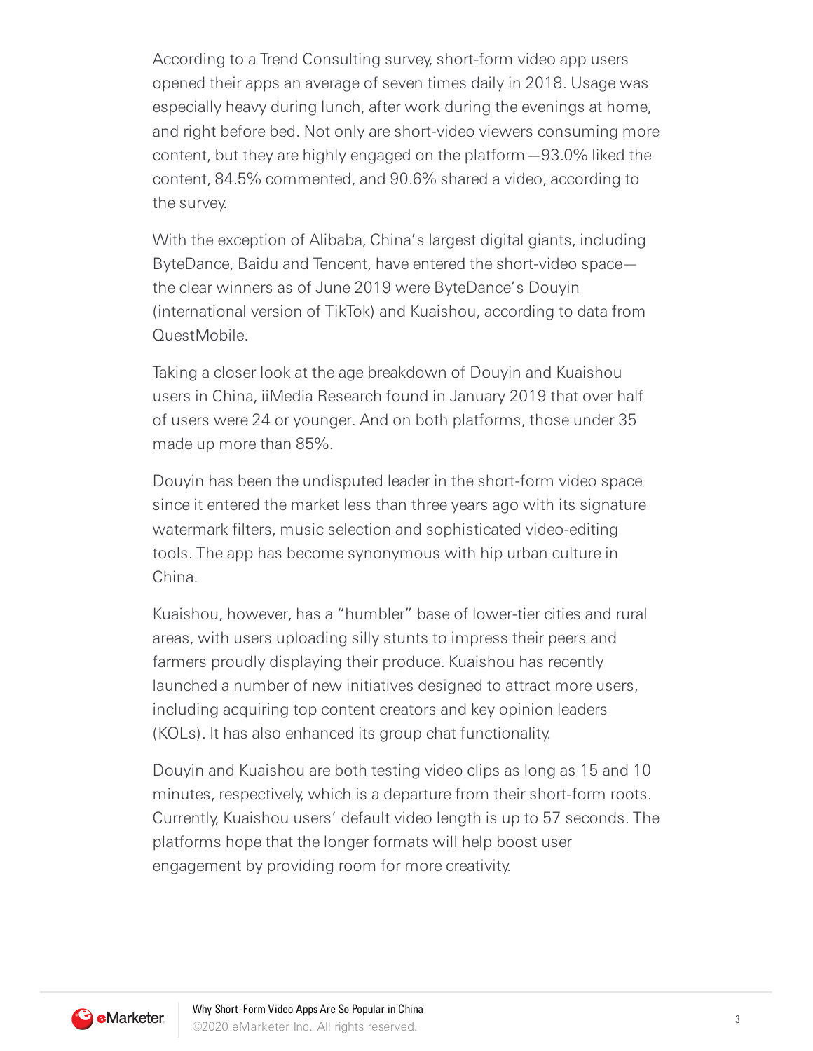According to a Trend Consulting survey, short-form video app users opened their apps an average of seven times daily in 2018. Usage was especially heavy during lunch, after work during the evenings at home, and right before bed. Not only are short-video viewers consuming more content, but they are highly engaged on the platform—93.0% liked the content, 84.5% commented, and 90.6% shared a video, according to the survey.

With the exception of Alibaba, China's largest digital giants, including ByteDance, Baidu and Tencent, have entered the short-video space—the clear winners as of June 2019 were ByteDance's Douyin (international version of TikTok) and Kuaishou, according to data from QuestMobile.

Taking a closer look at the age breakdown of Douyin and Kuaishou users in China, iiMedia Research found in January 2019 that over half of users were 24 or younger. And on both platforms, those under 35 made up more than 85%.

Douyin has been the undisputed leader in the short-form video space since it entered the market less than three years ago with its signature watermark filters, music selection and sophisticated video-editing tools. The app has become synonymous with hip urban culture in China.

Kuaishou, however, has a "humbler" base of lower-tier cities and rural areas, with users uploading silly stunts to impress their peers and farmers proudly displaying their produce. Kuaishou has recently launched a number of new initiatives designed to attract more users, including acquiring top content creators and key opinion leaders (KOLs). It has also enhanced its group chat functionality.

Douyin and Kuaishou are both testing video clips as long as 15 and 10 minutes, respectively, which is a departure from their short-form roots. Currently, Kuaishou users' default video length is up to 57 seconds. The platforms hope that the longer formats will help boost user engagement by providing room for more creativity.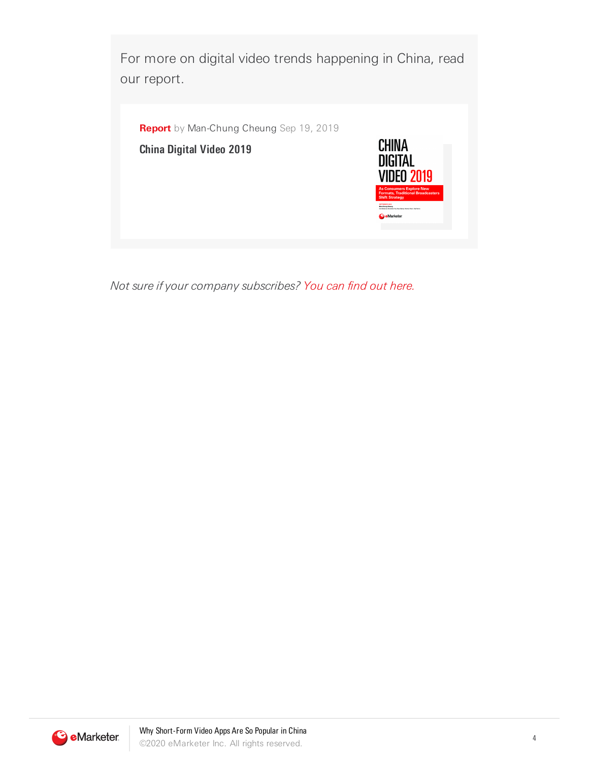For more on digital video trends happening in China, read our report.

**Report** by Man-Chung Cheung Sep 19, 2019

**China Digital Video 2019**

*Not sure if your company subscribes? You can find out here.*